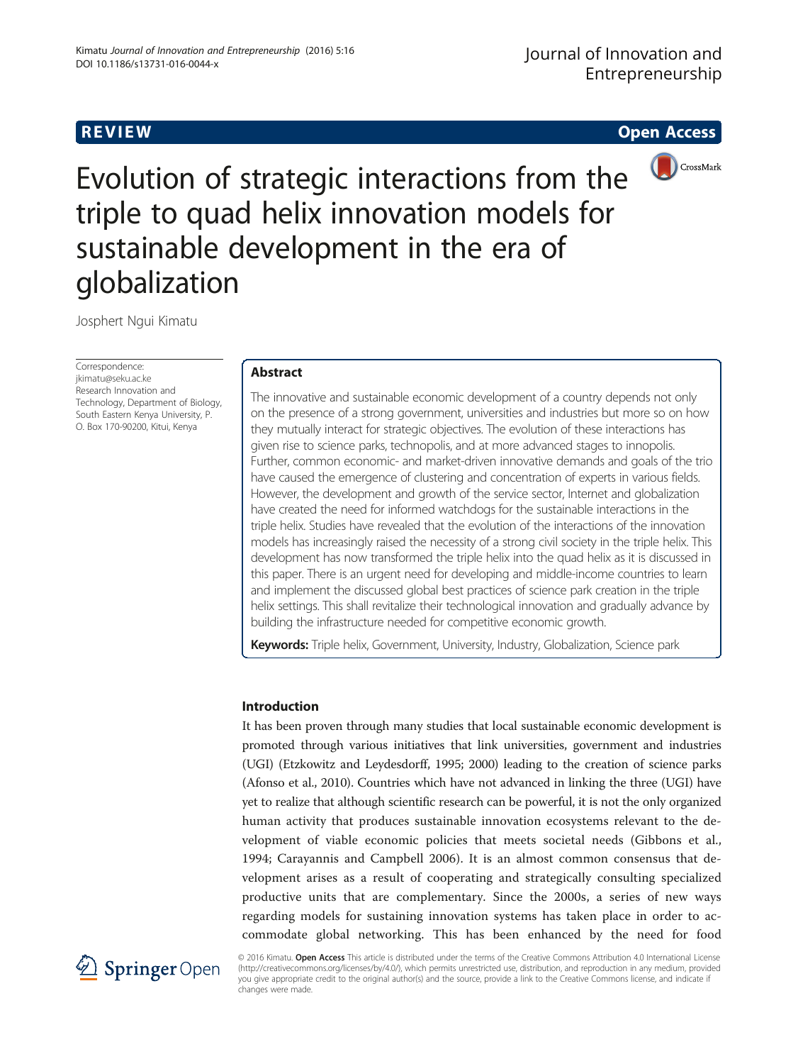REVIEW

Open Access

# Evolution of strategic interactions from the triple to quad helix innovation models for sustainable development in the era of globalization

Josphert Ngui Kimatu

Correspondence:
jkimatu@seku.ac.ke
Research Innovation and Technology, Department of Biology, South Eastern Kenya University, P. O. Box 170-90200, Kitui, Kenya

## Abstract

The innovative and sustainable economic development of a country depends not only on the presence of a strong government, universities and industries but more so on how they mutually interact for strategic objectives. The evolution of these interactions has given rise to science parks, technopolis, and at more advanced stages to innopolis. Further, common economic- and market-driven innovative demands and goals of the trio have caused the emergence of clustering and concentration of experts in various fields. However, the development and growth of the service sector, Internet and globalization have created the need for informed watchdogs for the sustainable interactions in the triple helix. Studies have revealed that the evolution of the interactions of the innovation models has increasingly raised the necessity of a strong civil society in the triple helix. This development has now transformed the triple helix into the quad helix as it is discussed in this paper. There is an urgent need for developing and middle-income countries to learn and implement the discussed global best practices of science park creation in the triple helix settings. This shall revitalize their technological innovation and gradually advance by building the infrastructure needed for competitive economic growth.

**Keywords:** Triple helix, Government, University, Industry, Globalization, Science park

## Introduction

It has been proven through many studies that local sustainable economic development is promoted through various initiatives that link universities, government and industries (UGI) (Etzkowitz and Leydesdorff, 1995; 2000) leading to the creation of science parks (Afonso et al., 2010). Countries which have not advanced in linking the three (UGI) have yet to realize that although scientific research can be powerful, it is not the only organized human activity that produces sustainable innovation ecosystems relevant to the development of viable economic policies that meets societal needs (Gibbons et al., 1994; Carayannis and Campbell 2006). It is an almost common consensus that development arises as a result of cooperating and strategically consulting specialized productive units that are complementary. Since the 2000s, a series of new ways regarding models for sustaining innovation systems has taken place in order to accommodate global networking. This has been enhanced by the need for food

© 2016 Kimatu. **Open Access** This article is distributed under the terms of the Creative Commons Attribution 4.0 International License (http://creativecommons.org/licenses/by/4.0/), which permits unrestricted use, distribution, and reproduction in any medium, provided you give appropriate credit to the original author(s) and the source, provide a link to the Creative Commons license, and indicate if changes were made.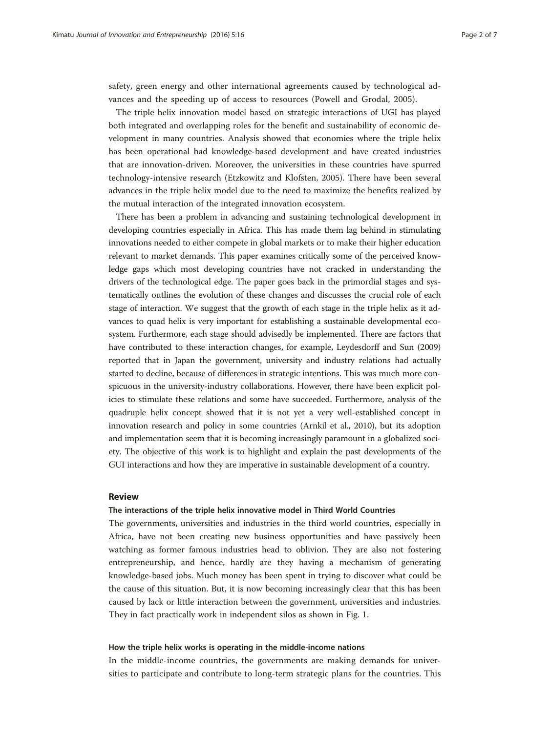safety, green energy and other international agreements caused by technological advances and the speeding up of access to resources (Powell and Grodal, 2005).

The triple helix innovation model based on strategic interactions of UGI has played both integrated and overlapping roles for the benefit and sustainability of economic development in many countries. Analysis showed that economies where the triple helix has been operational had knowledge-based development and have created industries that are innovation-driven. Moreover, the universities in these countries have spurred technology-intensive research (Etzkowitz and Klofsten, 2005). There have been several advances in the triple helix model due to the need to maximize the benefits realized by the mutual interaction of the integrated innovation ecosystem.

There has been a problem in advancing and sustaining technological development in developing countries especially in Africa. This has made them lag behind in stimulating innovations needed to either compete in global markets or to make their higher education relevant to market demands. This paper examines critically some of the perceived knowledge gaps which most developing countries have not cracked in understanding the drivers of the technological edge. The paper goes back in the primordial stages and systematically outlines the evolution of these changes and discusses the crucial role of each stage of interaction. We suggest that the growth of each stage in the triple helix as it advances to quad helix is very important for establishing a sustainable developmental ecosystem. Furthermore, each stage should advisedly be implemented. There are factors that have contributed to these interaction changes, for example, Leydesdorff and Sun (2009) reported that in Japan the government, university and industry relations had actually started to decline, because of differences in strategic intentions. This was much more conspicuous in the university-industry collaborations. However, there have been explicit policies to stimulate these relations and some have succeeded. Furthermore, analysis of the quadruple helix concept showed that it is not yet a very well-established concept in innovation research and policy in some countries (Arnkil et al., 2010), but its adoption and implementation seem that it is becoming increasingly paramount in a globalized society. The objective of this work is to highlight and explain the past developments of the GUI interactions and how they are imperative in sustainable development of a country.

## Review

### The interactions of the triple helix innovative model in Third World Countries

The governments, universities and industries in the third world countries, especially in Africa, have not been creating new business opportunities and have passively been watching as former famous industries head to oblivion. They are also not fostering entrepreneurship, and hence, hardly are they having a mechanism of generating knowledge-based jobs. Much money has been spent in trying to discover what could be the cause of this situation. But, it is now becoming increasingly clear that this has been caused by lack or little interaction between the government, universities and industries. They in fact practically work in independent silos as shown in Fig. 1.

### How the triple helix works is operating in the middle-income nations

In the middle-income countries, the governments are making demands for universities to participate and contribute to long-term strategic plans for the countries. This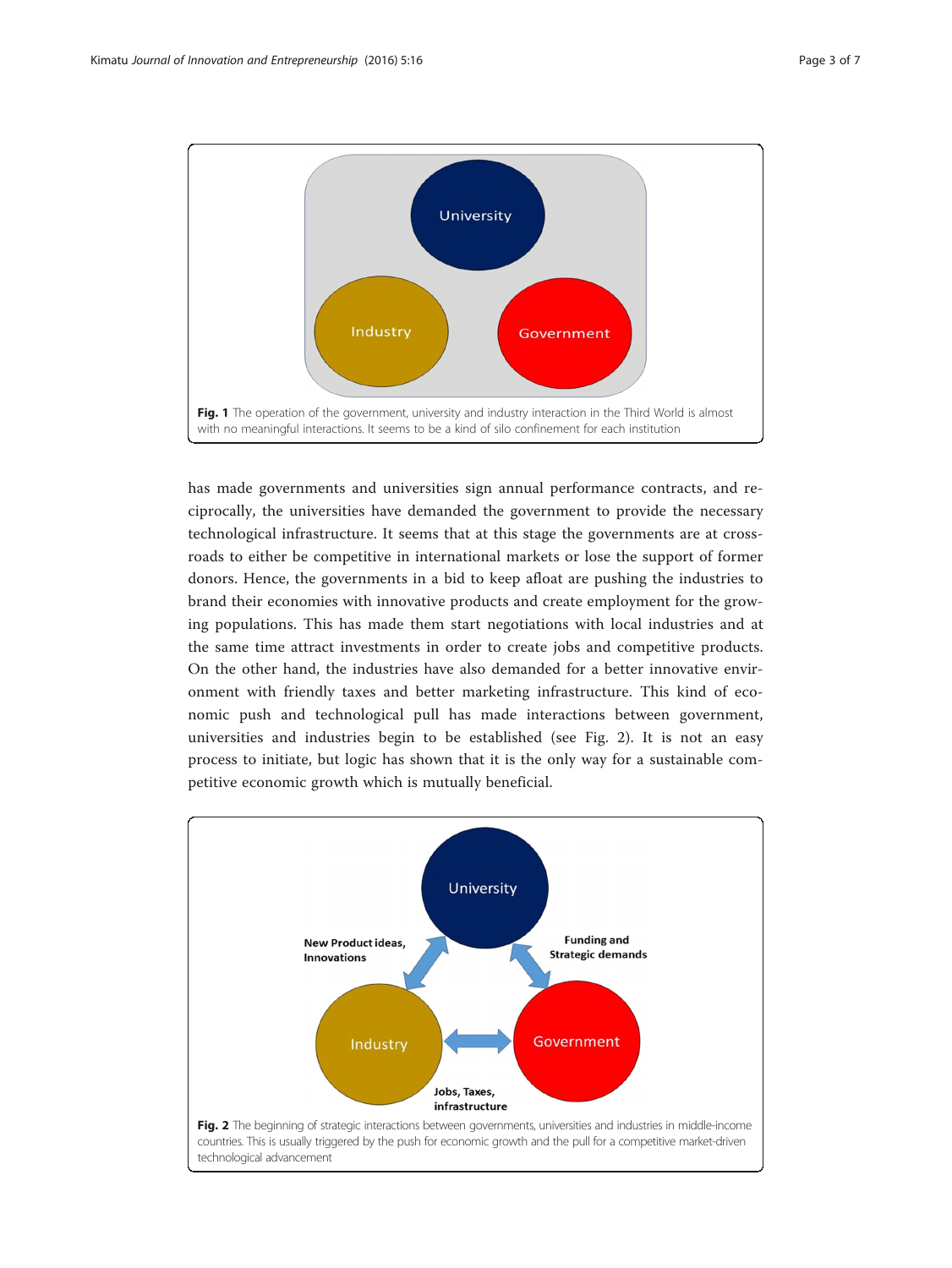**Fig. 1** The operation of the government, university and industry interaction in the Third World is almost with no meaningful interactions. It seems to be a kind of silo confinement for each institution

has made governments and universities sign annual performance contracts, and reciprocally, the universities have demanded the government to provide the necessary technological infrastructure. It seems that at this stage the governments are at crossroads to either be competitive in international markets or lose the support of former donors. Hence, the governments in a bid to keep afloat are pushing the industries to brand their economies with innovative products and create employment for the growing populations. This has made them start negotiations with local industries and at the same time attract investments in order to create jobs and competitive products. On the other hand, the industries have also demanded for a better innovative environment with friendly taxes and better marketing infrastructure. This kind of economic push and technological pull has made interactions between government, universities and industries begin to be established (see Fig. 2). It is not an easy process to initiate, but logic has shown that it is the only way for a sustainable competitive economic growth which is mutually beneficial.

**Fig. 2** The beginning of strategic interactions between governments, universities and industries in middle-income countries. This is usually triggered by the push for economic growth and the pull for a competitive market-driven technological advancement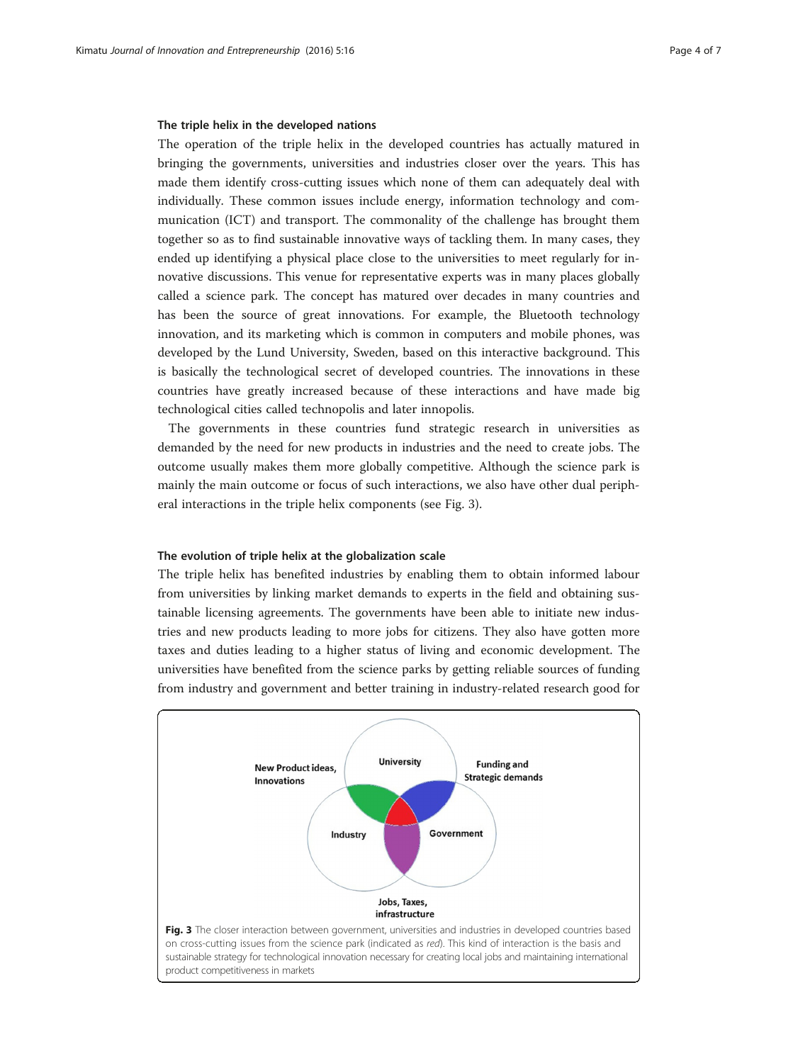### The triple helix in the developed nations

The operation of the triple helix in the developed countries has actually matured in bringing the governments, universities and industries closer over the years. This has made them identify cross-cutting issues which none of them can adequately deal with individually. These common issues include energy, information technology and communication (ICT) and transport. The commonality of the challenge has brought them together so as to find sustainable innovative ways of tackling them. In many cases, they ended up identifying a physical place close to the universities to meet regularly for innovative discussions. This venue for representative experts was in many places globally called a science park. The concept has matured over decades in many countries and has been the source of great innovations. For example, the Bluetooth technology innovation, and its marketing which is common in computers and mobile phones, was developed by the Lund University, Sweden, based on this interactive background. This is basically the technological secret of developed countries. The innovations in these countries have greatly increased because of these interactions and have made big technological cities called technopolis and later innopolis.

The governments in these countries fund strategic research in universities as demanded by the need for new products in industries and the need to create jobs. The outcome usually makes them more globally competitive. Although the science park is mainly the main outcome or focus of such interactions, we also have other dual peripheral interactions in the triple helix components (see Fig. 3).

### The evolution of triple helix at the globalization scale

The triple helix has benefited industries by enabling them to obtain informed labour from universities by linking market demands to experts in the field and obtaining sustainable licensing agreements. The governments have been able to initiate new industries and new products leading to more jobs for citizens. They also have gotten more taxes and duties leading to a higher status of living and economic development. The universities have benefited from the science parks by getting reliable sources of funding from industry and government and better training in industry-related research good for

University

Industry

Government

New Product ideas, Innovations

Funding and Strategic demands

Jobs, Taxes, infrastructure

**Fig. 3** The closer interaction between government, universities and industries in developed countries based on cross-cutting issues from the science park (indicated as *red*). This kind of interaction is the basis and sustainable strategy for technological innovation necessary for creating local jobs and maintaining international product competitiveness in markets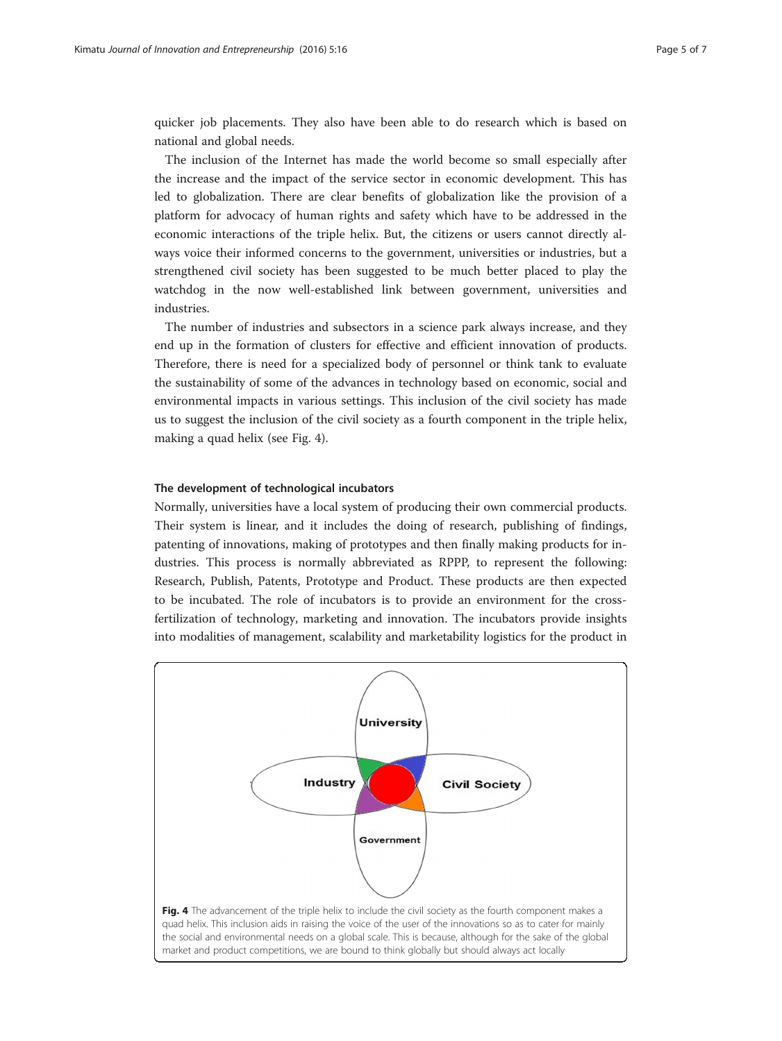quicker job placements. They also have been able to do research which is based on national and global needs.

The inclusion of the Internet has made the world become so small especially after the increase and the impact of the service sector in economic development. This has led to globalization. There are clear benefits of globalization like the provision of a platform for advocacy of human rights and safety which have to be addressed in the economic interactions of the triple helix. But, the citizens or users cannot directly always voice their informed concerns to the government, universities or industries, but a strengthened civil society has been suggested to be much better placed to play the watchdog in the now well-established link between government, universities and industries.

The number of industries and subsectors in a science park always increase, and they end up in the formation of clusters for effective and efficient innovation of products. Therefore, there is need for a specialized body of personnel or think tank to evaluate the sustainability of some of the advances in technology based on economic, social and environmental impacts in various settings. This inclusion of the civil society has made us to suggest the inclusion of the civil society as a fourth component in the triple helix, making a quad helix (see Fig. 4).

#### The development of technological incubators

Normally, universities have a local system of producing their own commercial products. Their system is linear, and it includes the doing of research, publishing of findings, patenting of innovations, making of prototypes and then finally making products for industries. This process is normally abbreviated as RPPP, to represent the following: Research, Publish, Patents, Prototype and Product. These products are then expected to be incubated. The role of incubators is to provide an environment for the cross-fertilization of technology, marketing and innovation. The incubators provide insights into modalities of management, scalability and marketability logistics for the product in

University
Industry
Civil Society
Government

**Fig. 4** The advancement of the triple helix to include the civil society as the fourth component makes a quad helix. This inclusion aids in raising the voice of the user of the innovations so as to cater for mainly the social and environmental needs on a global scale. This is because, although for the sake of the global market and product competitions, we are bound to think globally but should always act locally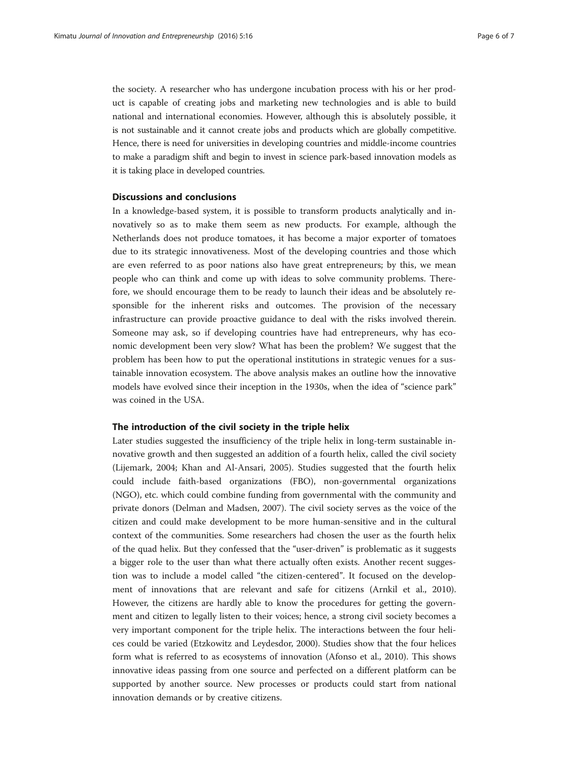the society. A researcher who has undergone incubation process with his or her product is capable of creating jobs and marketing new technologies and is able to build national and international economies. However, although this is absolutely possible, it is not sustainable and it cannot create jobs and products which are globally competitive. Hence, there is need for universities in developing countries and middle-income countries to make a paradigm shift and begin to invest in science park-based innovation models as it is taking place in developed countries.

## Discussions and conclusions

In a knowledge-based system, it is possible to transform products analytically and innovatively so as to make them seem as new products. For example, although the Netherlands does not produce tomatoes, it has become a major exporter of tomatoes due to its strategic innovativeness. Most of the developing countries and those which are even referred to as poor nations also have great entrepreneurs; by this, we mean people who can think and come up with ideas to solve community problems. Therefore, we should encourage them to be ready to launch their ideas and be absolutely responsible for the inherent risks and outcomes. The provision of the necessary infrastructure can provide proactive guidance to deal with the risks involved therein. Someone may ask, so if developing countries have had entrepreneurs, why has economic development been very slow? What has been the problem? We suggest that the problem has been how to put the operational institutions in strategic venues for a sustainable innovation ecosystem. The above analysis makes an outline how the innovative models have evolved since their inception in the 1930s, when the idea of "science park" was coined in the USA.

## The introduction of the civil society in the triple helix

Later studies suggested the insufficiency of the triple helix in long-term sustainable innovative growth and then suggested an addition of a fourth helix, called the civil society (Lijemark, 2004; Khan and Al-Ansari, 2005). Studies suggested that the fourth helix could include faith-based organizations (FBO), non-governmental organizations (NGO), etc. which could combine funding from governmental with the community and private donors (Delman and Madsen, 2007). The civil society serves as the voice of the citizen and could make development to be more human-sensitive and in the cultural context of the communities. Some researchers had chosen the user as the fourth helix of the quad helix. But they confessed that the "user-driven" is problematic as it suggests a bigger role to the user than what there actually often exists. Another recent suggestion was to include a model called "the citizen-centered". It focused on the development of innovations that are relevant and safe for citizens (Arnkil et al., 2010). However, the citizens are hardly able to know the procedures for getting the government and citizen to legally listen to their voices; hence, a strong civil society becomes a very important component for the triple helix. The interactions between the four helices could be varied (Etzkowitz and Leydesdor, 2000). Studies show that the four helices form what is referred to as ecosystems of innovation (Afonso et al., 2010). This shows innovative ideas passing from one source and perfected on a different platform can be supported by another source. New processes or products could start from national innovation demands or by creative citizens.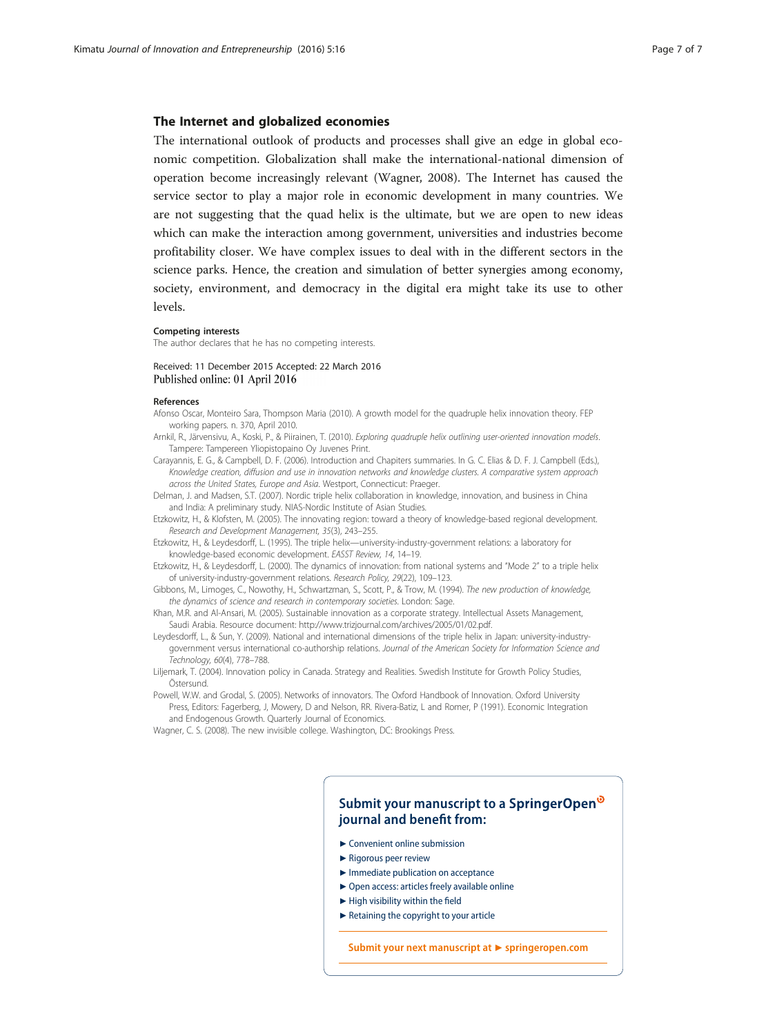## The Internet and globalized economies

The international outlook of products and processes shall give an edge in global economic competition. Globalization shall make the international-national dimension of operation become increasingly relevant (Wagner, 2008). The Internet has caused the service sector to play a major role in economic development in many countries. We are not suggesting that the quad helix is the ultimate, but we are open to new ideas which can make the interaction among government, universities and industries become profitability closer. We have complex issues to deal with in the different sectors in the science parks. Hence, the creation and simulation of better synergies among economy, society, environment, and democracy in the digital era might take its use to other levels.

#### Competing interests

The author declares that he has no competing interests.

Received: 11 December 2015 Accepted: 22 March 2016
Published online: 01 April 2016

#### References

Afonso Oscar, Monteiro Sara, Thompson Maria (2010). A growth model for the quadruple helix innovation theory. FEP working papers. n. 370, April 2010.

Arnkil, R., Järvensivu, A., Koski, P., & Piirainen, T. (2010). *Exploring quadruple helix outlining user-oriented innovation models*. Tampere: Tampereen Yliopistopaino Oy Juvenes Print.

Carayannis, E. G., & Campbell, D. F. (2006). Introduction and Chapiters summaries. In G. C. Elias & D. F. J. Campbell (Eds.), *Knowledge creation, diffusion and use in innovation networks and knowledge clusters. A comparative system approach across the United States, Europe and Asia*. Westport, Connecticut: Praeger.

Delman, J. and Madsen, S.T. (2007). Nordic triple helix collaboration in knowledge, innovation, and business in China and India: A preliminary study. NIAS-Nordic Institute of Asian Studies.

Etzkowitz, H., & Klofsten, M. (2005). The innovating region: toward a theory of knowledge-based regional development. *Research and Development Management, 35*(3), 243–255.

Etzkowitz, H., & Leydesdorff, L. (1995). The triple helix—university-industry-government relations: a laboratory for knowledge-based economic development. *EASST Review, 14*, 14–19.

Etzkowitz, H., & Leydesdorff, L. (2000). The dynamics of innovation: from national systems and "Mode 2" to a triple helix of university-industry-government relations. *Research Policy, 29*(22), 109–123.

Gibbons, M., Limoges, C., Nowothy, H., Schwartzman, S., Scott, P., & Trow, M. (1994). *The new production of knowledge, the dynamics of science and research in contemporary societies*. London: Sage.

Khan, M.R. and Al-Ansari, M. (2005). Sustainable innovation as a corporate strategy. Intellectual Assets Management, Saudi Arabia. Resource document: http://www.trizjournal.com/archives/2005/01/02.pdf.

Leydesdorff, L., & Sun, Y. (2009). National and international dimensions of the triple helix in Japan: university-industry-government versus international co-authorship relations. *Journal of the American Society for Information Science and Technology, 60*(4), 778–788.

Liljemark, T. (2004). Innovation policy in Canada. Strategy and Realities. Swedish Institute for Growth Policy Studies, Östersund.

Powell, W.W. and Grodal, S. (2005). Networks of innovators. The Oxford Handbook of Innovation. Oxford University Press, Editors: Fagerberg, J, Mowery, D and Nelson, RR. Rivera-Batiz, L and Romer, P (1991). Economic Integration and Endogenous Growth. Quarterly Journal of Economics.

Wagner, C. S. (2008). The new invisible college. Washington, DC: Brookings Press.